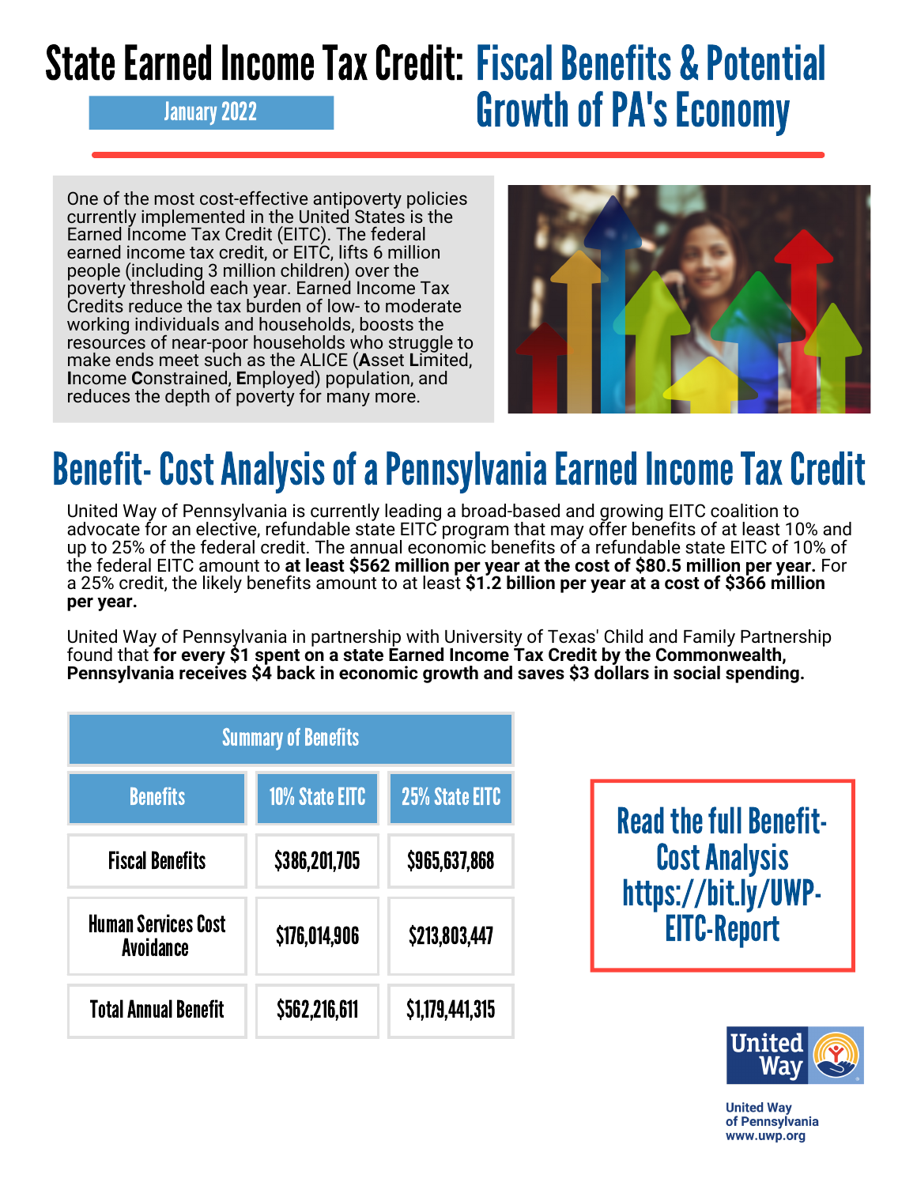# State Earned Income Tax Credit: Fiscal Benefits & Potential Growth of PA's Economy

January 2022

One of the most cost-effective antipoverty policies currently implemented in the United States is the Earned Income Tax Credit (EITC). The federal earned income tax credit, or EITC, lifts 6 million people (including 3 million children) over the poverty threshold each year. Earned Income Tax Credits reduce the tax burden of low- to moderate working individuals and households, boosts the resources of near-poor households who struggle to make ends meet such as the ALICE (**A**sset **L**imited, **I**ncome **C**onstrained, **E**mployed) population, and reduces the depth of poverty for many more.

## Benefit- Cost Analysis of a Pennsylvania Earned Income Tax Credit

United Way of Pennsylvania is currently leading a broad-based and growing EITC coalition to advocate for an elective, refundable state EITC program that may offer benefits of at least 10% and up to 25% of the federal credit. The annual economic benefits of a refundable state EITC of 10% of the federal EITC amount to **at least $562 million per year at the cost of $80.5 million per year.** For a 25% credit, the likely benefits amount to at least **$1.2 billion per year at a cost of $366 million per year.**

United Way of Pennsylvania in partnership with University of Texas' Child and Family Partnership found that **for every $1 spent on a state Earned Income Tax Credit by the Commonwealth, Pennsylvania receives $4 back in economic growth and saves $3 dollars in social spending.**

| Summary of Benefits | | |
|---|---|---|
| **Benefits** | **10% State EITC** | **25% State EITC** |
| Fiscal Benefits | $386,201,705 | $965,637,868 |
| Human Services Cost Avoidance | $176,014,906 | $213,803,447 |
| Total Annual Benefit | $562,216,611 | $1,179,441,315 |

**Read the full Benefit-Cost Analysis https://bit.ly/UWP-EITC-Report**

United Way of Pennsylvania
www.uwp.org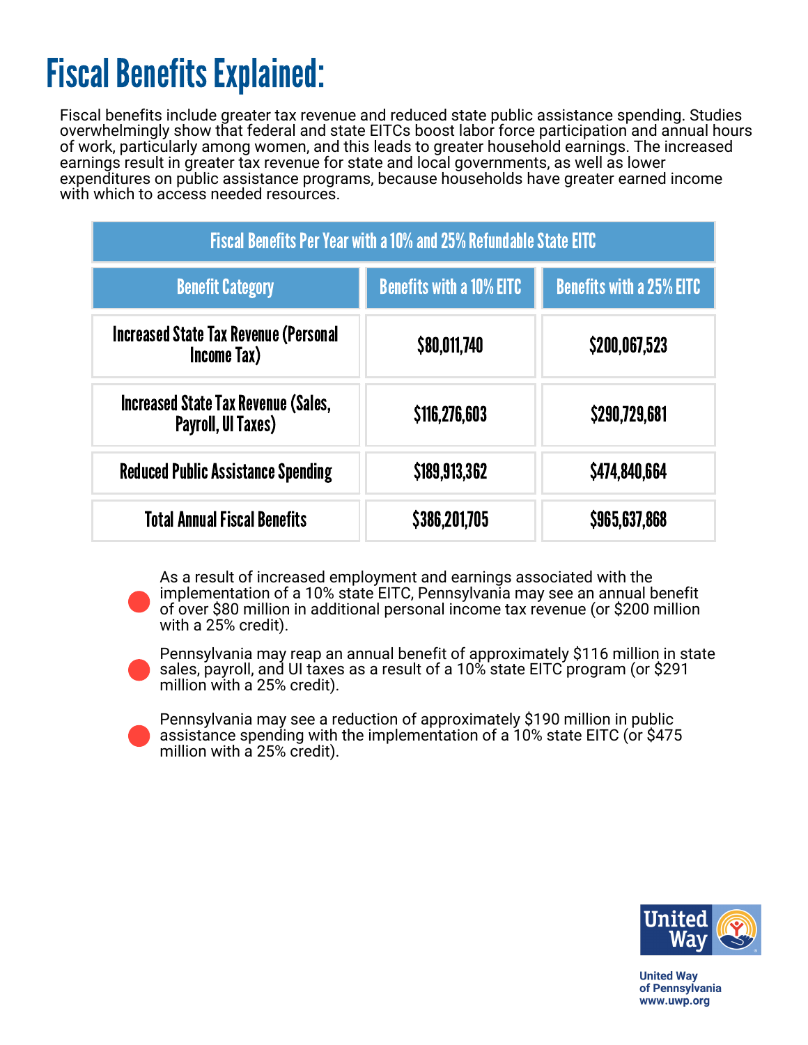# Fiscal Benefits Explained:

Fiscal benefits include greater tax revenue and reduced state public assistance spending. Studies overwhelmingly show that federal and state EITCs boost labor force participation and annual hours of work, particularly among women, and this leads to greater household earnings. The increased earnings result in greater tax revenue for state and local governments, as well as lower expenditures on public assistance programs, because households have greater earned income with which to access needed resources.

| Fiscal Benefits Per Year with a 10% and 25% Refundable State EITC | | |
|---|---|---|
| **Benefit Category** | **Benefits with a 10% EITC** | **Benefits with a 25% EITC** |
| Increased State Tax Revenue (Personal Income Tax) | $80,011,740 | $200,067,523 |
| Increased State Tax Revenue (Sales, Payroll, UI Taxes) | $116,276,603 | $290,729,681 |
| Reduced Public Assistance Spending | $189,913,362 | $474,840,664 |
| Total Annual Fiscal Benefits | $386,201,705 | $965,637,868 |

- As a result of increased employment and earnings associated with the implementation of a 10% state EITC, Pennsylvania may see an annual benefit of over $80 million in additional personal income tax revenue (or $200 million with a 25% credit).
- Pennsylvania may reap an annual benefit of approximately $116 million in state sales, payroll, and UI taxes as a result of a 10% state EITC program (or $291 million with a 25% credit).
- Pennsylvania may see a reduction of approximately $190 million in public assistance spending with the implementation of a 10% state EITC (or $475 million with a 25% credit).

United Way
of Pennsylvania
www.uwp.org